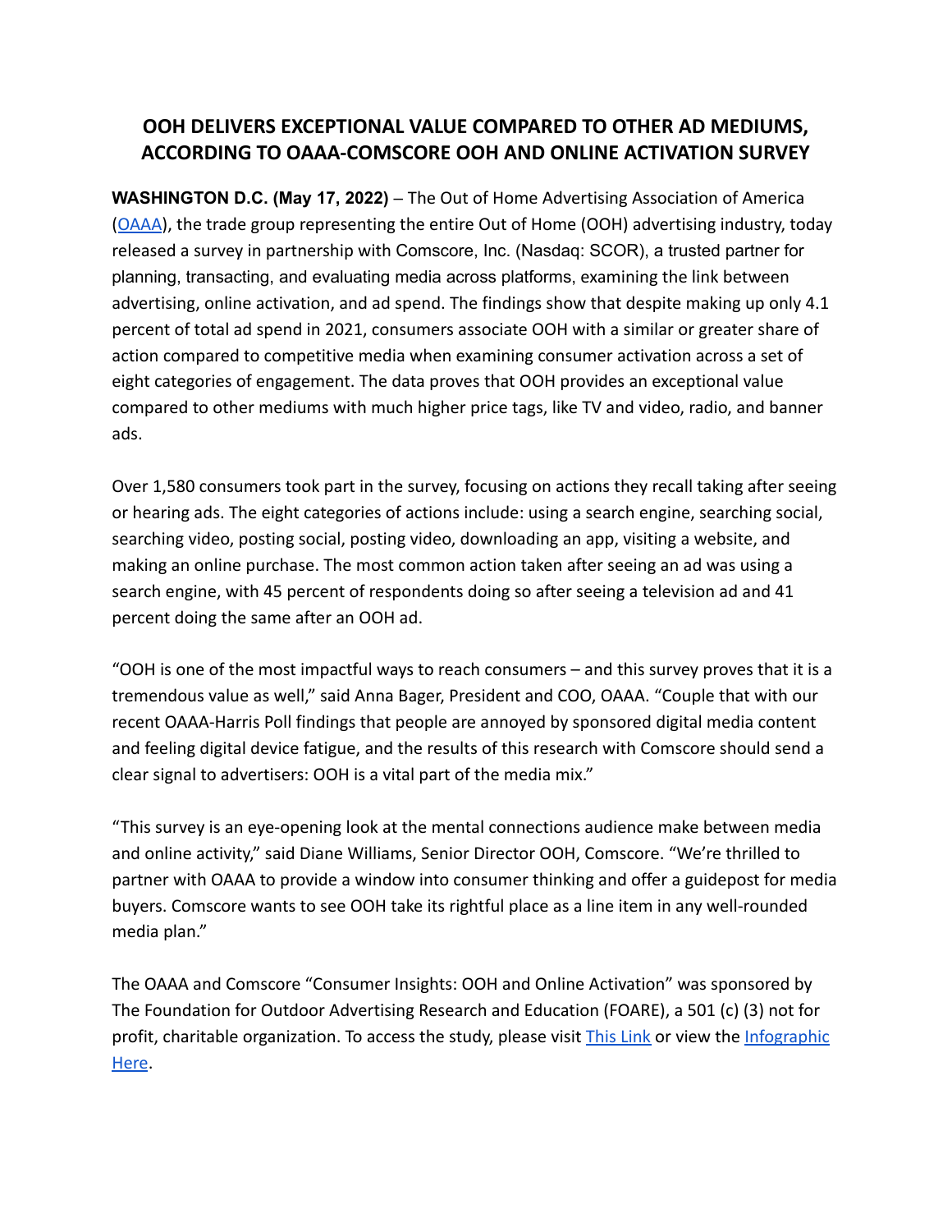# OOH DELIVERS EXCEPTIONAL VALUE COMPARED TO OTHER AD MEDIUMS, ACCORDING TO OAAA-COMSCORE OOH AND ONLINE ACTIVATION SURVEY

**WASHINGTON D.C. (May 17, 2022)** – The Out of Home Advertising Association of America ([OAAA](OAAA)), the trade group representing the entire Out of Home (OOH) advertising industry, today released a survey in partnership with Comscore, Inc. (Nasdaq: SCOR), a trusted partner for planning, transacting, and evaluating media across platforms, examining the link between advertising, online activation, and ad spend. The findings show that despite making up only 4.1 percent of total ad spend in 2021, consumers associate OOH with a similar or greater share of action compared to competitive media when examining consumer activation across a set of eight categories of engagement. The data proves that OOH provides an exceptional value compared to other mediums with much higher price tags, like TV and video, radio, and banner ads.

Over 1,580 consumers took part in the survey, focusing on actions they recall taking after seeing or hearing ads. The eight categories of actions include: using a search engine, searching social, searching video, posting social, posting video, downloading an app, visiting a website, and making an online purchase. The most common action taken after seeing an ad was using a search engine, with 45 percent of respondents doing so after seeing a television ad and 41 percent doing the same after an OOH ad.

"OOH is one of the most impactful ways to reach consumers – and this survey proves that it is a tremendous value as well," said Anna Bager, President and COO, OAAA. "Couple that with our recent OAAA-Harris Poll findings that people are annoyed by sponsored digital media content and feeling digital device fatigue, and the results of this research with Comscore should send a clear signal to advertisers: OOH is a vital part of the media mix."

"This survey is an eye-opening look at the mental connections audience make between media and online activity," said Diane Williams, Senior Director OOH, Comscore. "We're thrilled to partner with OAAA to provide a window into consumer thinking and offer a guidepost for media buyers. Comscore wants to see OOH take its rightful place as a line item in any well-rounded media plan."

The OAAA and Comscore "Consumer Insights: OOH and Online Activation" was sponsored by The Foundation for Outdoor Advertising Research and Education (FOARE), a 501 (c) (3) not for profit, charitable organization. To access the study, please visit This Link or view the Infographic Here.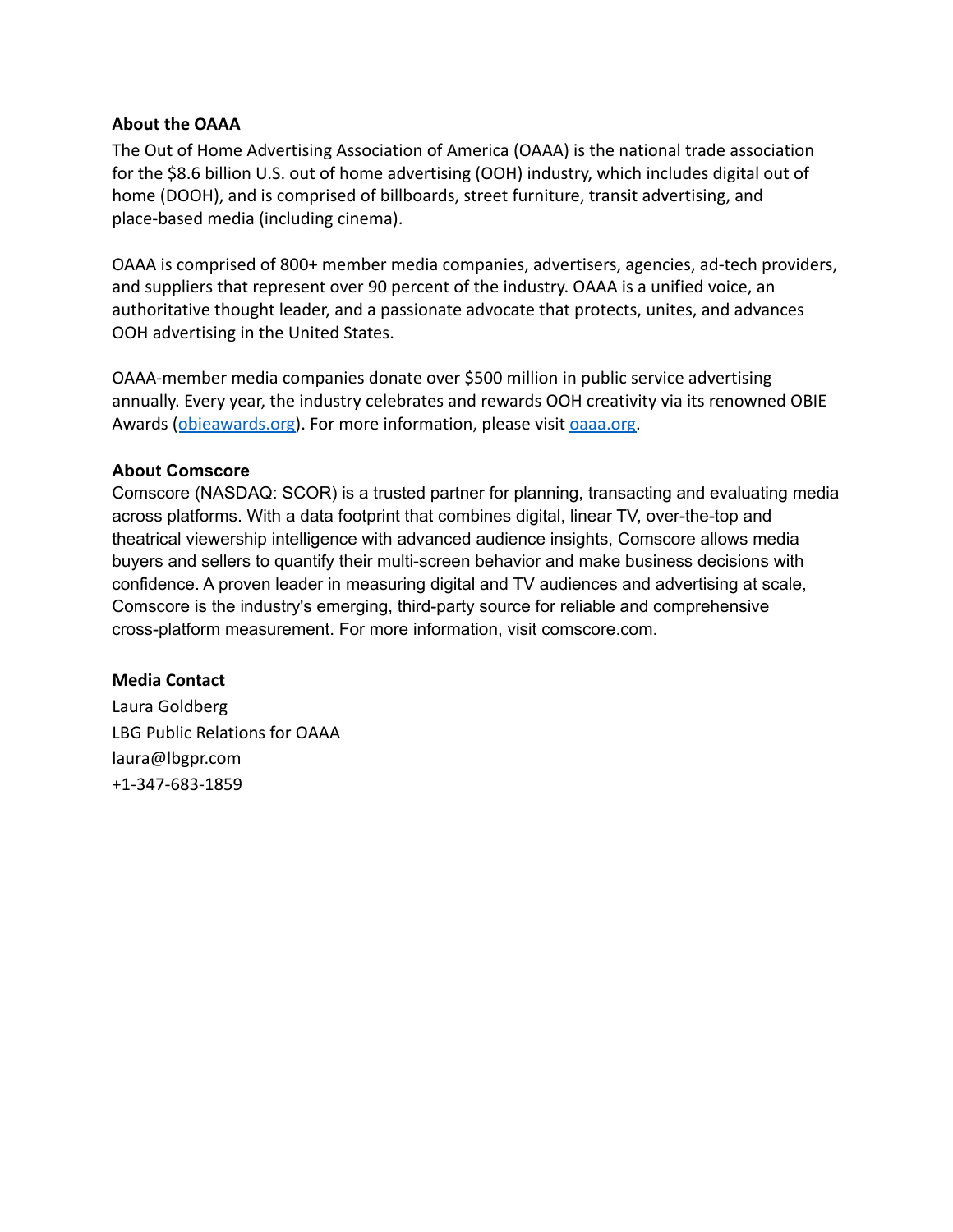**About the OAAA**

The Out of Home Advertising Association of America (OAAA) is the national trade association for the $8.6 billion U.S. out of home advertising (OOH) industry, which includes digital out of home (DOOH), and is comprised of billboards, street furniture, transit advertising, and place-based media (including cinema).

OAAA is comprised of 800+ member media companies, advertisers, agencies, ad-tech providers, and suppliers that represent over 90 percent of the industry. OAAA is a unified voice, an authoritative thought leader, and a passionate advocate that protects, unites, and advances OOH advertising in the United States.

OAAA-member media companies donate over $500 million in public service advertising annually. Every year, the industry celebrates and rewards OOH creativity via its renowned OBIE Awards ([obieawards.org](obieawards.org)). For more information, please visit [oaaa.org](oaaa.org).

**About Comscore**

Comscore (NASDAQ: SCOR) is a trusted partner for planning, transacting and evaluating media across platforms. With a data footprint that combines digital, linear TV, over-the-top and theatrical viewership intelligence with advanced audience insights, Comscore allows media buyers and sellers to quantify their multi-screen behavior and make business decisions with confidence. A proven leader in measuring digital and TV audiences and advertising at scale, Comscore is the industry's emerging, third-party source for reliable and comprehensive cross-platform measurement. For more information, visit comscore.com.

**Media Contact**

Laura Goldberg
LBG Public Relations for OAAA
laura@lbgpr.com
+1-347-683-1859